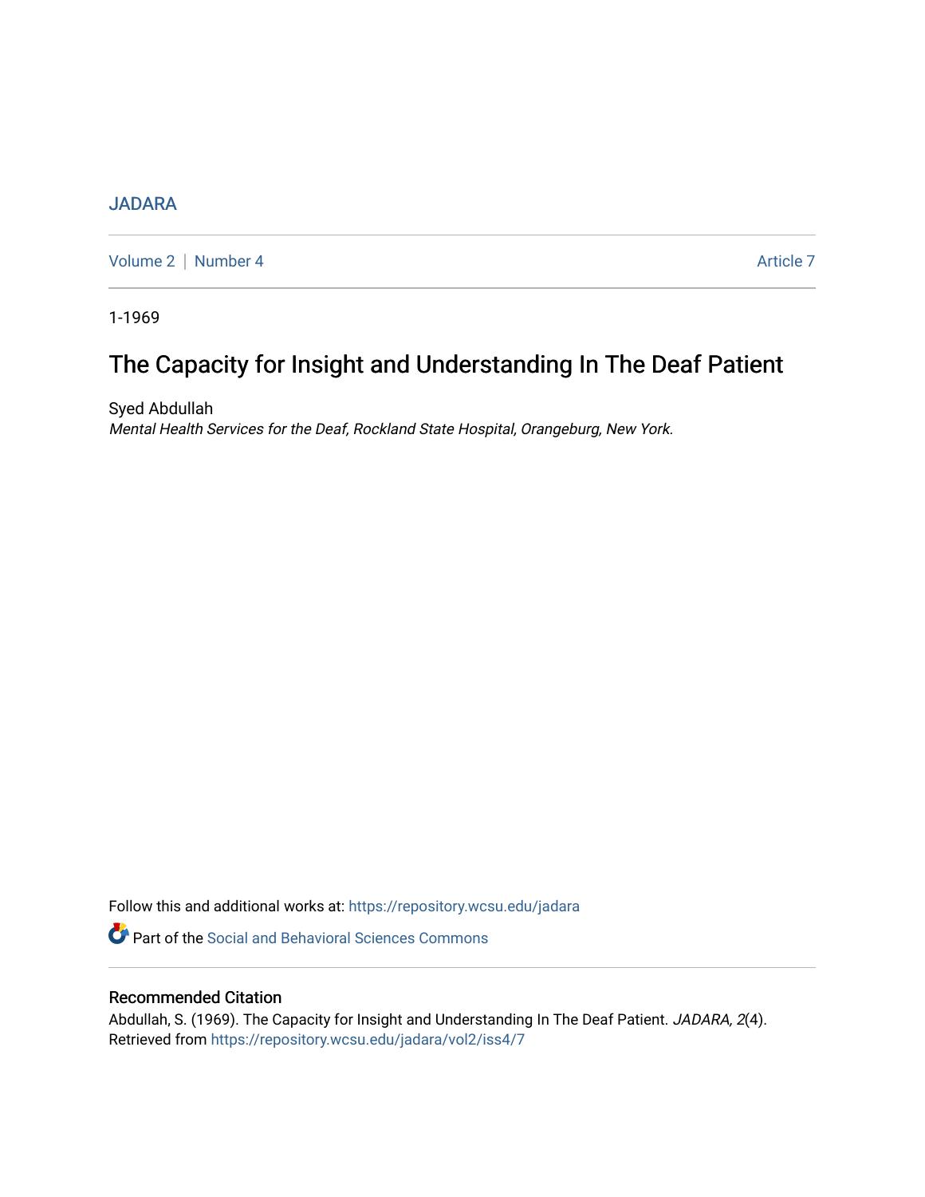JADARA

Volume 2 | Number 4 Article 7

1-1969

# The Capacity for Insight and Understanding In The Deaf Patient

Syed Abdullah

*Mental Health Services for the Deaf, Rockland State Hospital, Orangeburg, New York.*

Follow this and additional works at: https://repository.wcsu.edu/jadara

Part of the Social and Behavioral Sciences Commons

## Recommended Citation

Abdullah, S. (1969). The Capacity for Insight and Understanding In The Deaf Patient. *JADARA, 2*(4). Retrieved from https://repository.wcsu.edu/jadara/vol2/iss4/7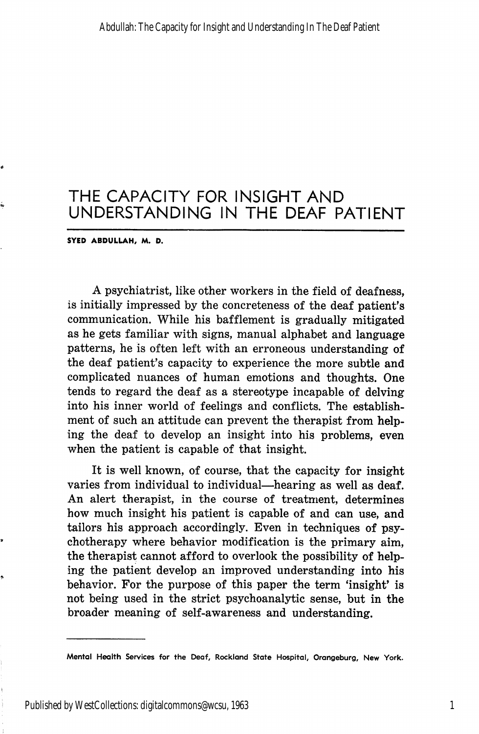# THE CAPACITY FOR INSIGHT AND UNDERSTANDING IN THE DEAF PATIENT

**SYED ABDULLAH, M. D.**

A psychiatrist, like other workers in the field of deafness, is initially impressed by the concreteness of the deaf patient's communication. While his bafflement is gradually mitigated as he gets familiar with signs, manual alphabet and language patterns, he is often left with an erroneous understanding of the deaf patient's capacity to experience the more subtle and complicated nuances of human emotions and thoughts. One tends to regard the deaf as a stereotype incapable of delving into his inner world of feelings and conflicts. The establishment of such an attitude can prevent the therapist from helping the deaf to develop an insight into his problems, even when the patient is capable of that insight.

It is well known, of course, that the capacity for insight varies from individual to individual—hearing as well as deaf. An alert therapist, in the course of treatment, determines how much insight his patient is capable of and can use, and tailors his approach accordingly. Even in techniques of psychotherapy where behavior modification is the primary aim, the therapist cannot afford to overlook the possibility of helping the patient develop an improved understanding into his behavior. For the purpose of this paper the term 'insight' is not being used in the strict psychoanalytic sense, but in the broader meaning of self-awareness and understanding.

---

Mental Health Services for the Deaf, Rockland State Hospital, Orangeburg, New York.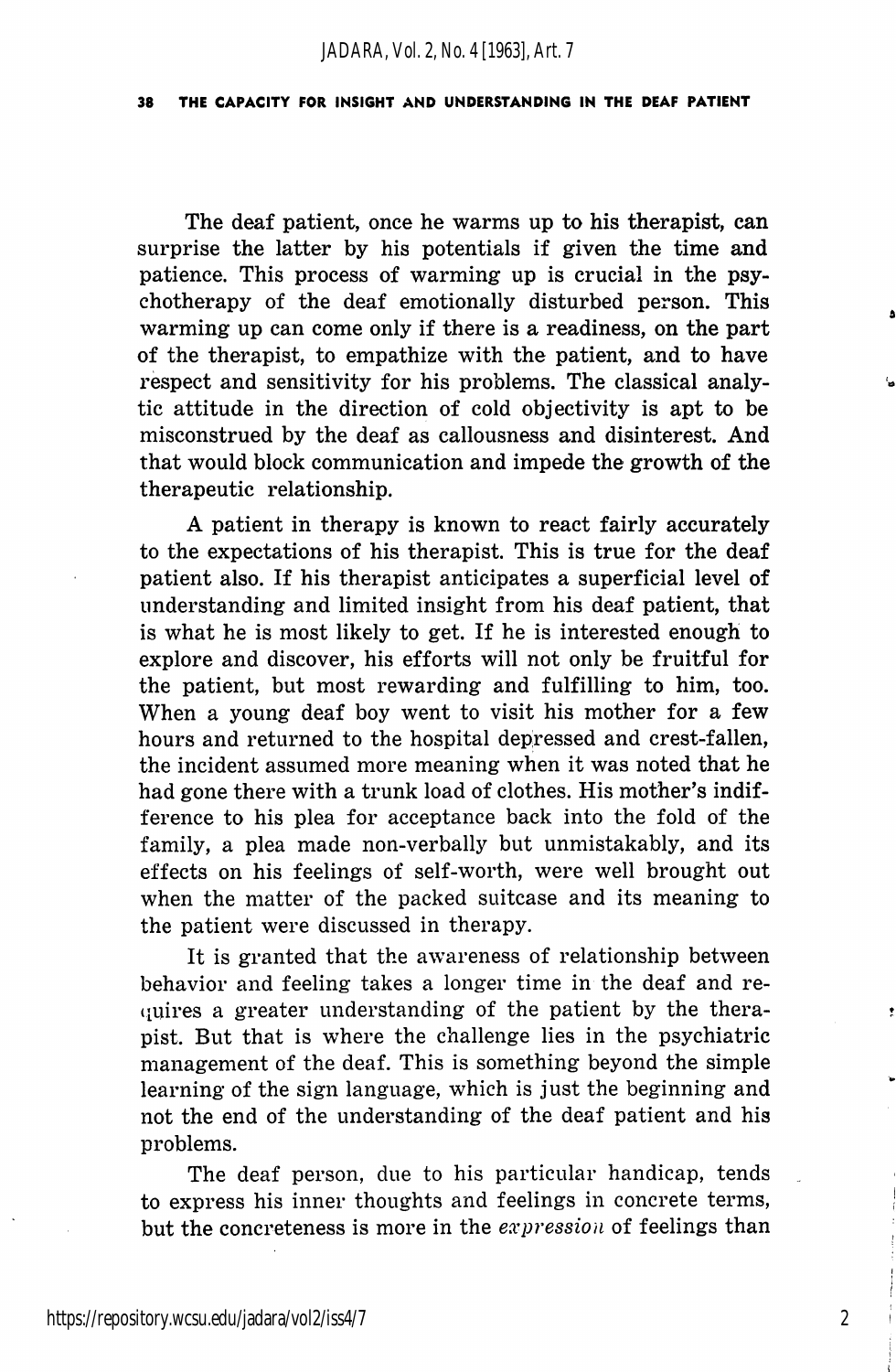The deaf patient, once he warms up to his therapist, can surprise the latter by his potentials if given the time and patience. This process of warming up is crucial in the psychotherapy of the deaf emotionally disturbed person. This warming up can come only if there is a readiness, on the part of the therapist, to empathize with the patient, and to have respect and sensitivity for his problems. The classical analytic attitude in the direction of cold objectivity is apt to be misconstrued by the deaf as callousness and disinterest. And that would block communication and impede the growth of the therapeutic relationship.

A patient in therapy is known to react fairly accurately to the expectations of his therapist. This is true for the deaf patient also. If his therapist anticipates a superficial level of understanding and limited insight from his deaf patient, that is what he is most likely to get. If he is interested enough to explore and discover, his efforts will not only be fruitful for the patient, but most rewarding and fulfilling to him, too. When a young deaf boy went to visit his mother for a few hours and returned to the hospital depressed and crest-fallen, the incident assumed more meaning when it was noted that he had gone there with a trunk load of clothes. His mother's indifference to his plea for acceptance back into the fold of the family, a plea made non-verbally but unmistakably, and its effects on his feelings of self-worth, were well brought out when the matter of the packed suitcase and its meaning to the patient were discussed in therapy.

It is granted that the awareness of relationship between behavior and feeling takes a longer time in the deaf and requires a greater understanding of the patient by the therapist. But that is where the challenge lies in the psychiatric management of the deaf. This is something beyond the simple learning of the sign language, which is just the beginning and not the end of the understanding of the deaf patient and his problems.

The deaf person, due to his particular handicap, tends to express his inner thoughts and feelings in concrete terms, but the concreteness is more in the *expression* of feelings than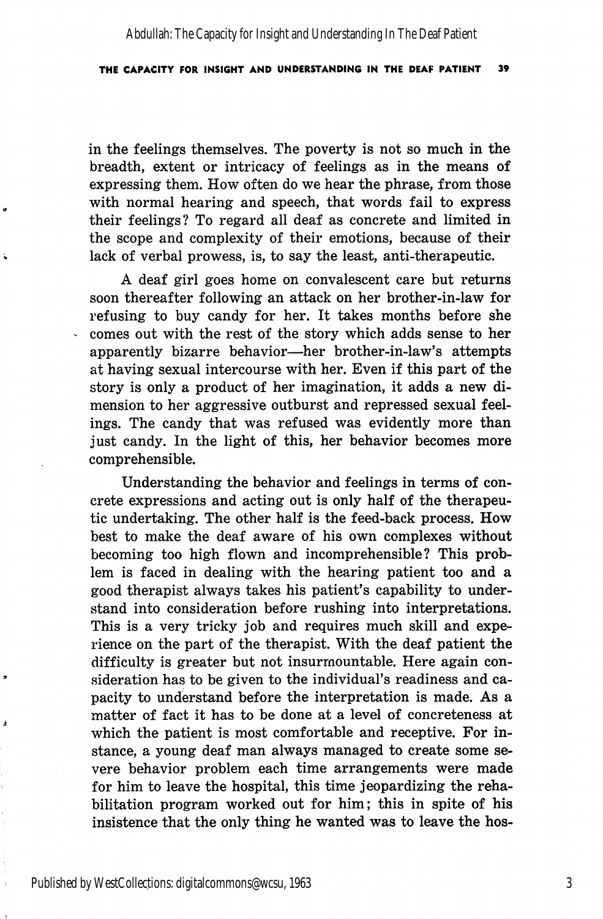in the feelings themselves. The poverty is not so much in the breadth, extent or intricacy of feelings as in the means of expressing them. How often do we hear the phrase, from those with normal hearing and speech, that words fail to express their feelings? To regard all deaf as concrete and limited in the scope and complexity of their emotions, because of their lack of verbal prowess, is, to say the least, anti-therapeutic.

A deaf girl goes home on convalescent care but returns soon thereafter following an attack on her brother-in-law for refusing to buy candy for her. It takes months before she comes out with the rest of the story which adds sense to her apparently bizarre behavior—her brother-in-law's attempts at having sexual intercourse with her. Even if this part of the story is only a product of her imagination, it adds a new dimension to her aggressive outburst and repressed sexual feelings. The candy that was refused was evidently more than just candy. In the light of this, her behavior becomes more comprehensible.

Understanding the behavior and feelings in terms of concrete expressions and acting out is only half of the therapeutic undertaking. The other half is the feed-back process. How best to make the deaf aware of his own complexes without becoming too high flown and incomprehensible? This problem is faced in dealing with the hearing patient too and a good therapist always takes his patient's capability to understand into consideration before rushing into interpretations. This is a very tricky job and requires much skill and experience on the part of the therapist. With the deaf patient the difficulty is greater but not insurmountable. Here again consideration has to be given to the individual's readiness and capacity to understand before the interpretation is made. As a matter of fact it has to be done at a level of concreteness at which the patient is most comfortable and receptive. For instance, a young deaf man always managed to create some severe behavior problem each time arrangements were made for him to leave the hospital, this time jeopardizing the rehabilitation program worked out for him; this in spite of his insistence that the only thing he wanted was to leave the hos-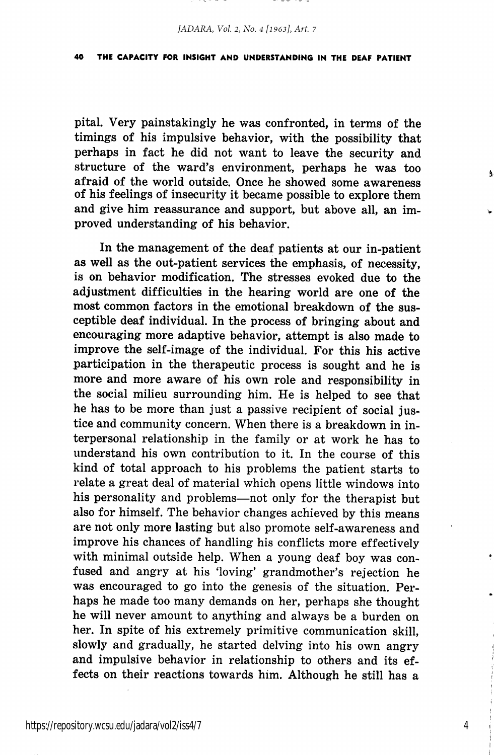pital. Very painstakingly he was confronted, in terms of the timings of his impulsive behavior, with the possibility that perhaps in fact he did not want to leave the security and structure of the ward's environment, perhaps he was too afraid of the world outside. Once he showed some awareness of his feelings of insecurity it became possible to explore them and give him reassurance and support, but above all, an improved understanding of his behavior.

In the management of the deaf patients at our in-patient as well as the out-patient services the emphasis, of necessity, is on behavior modification. The stresses evoked due to the adjustment difficulties in the hearing world are one of the most common factors in the emotional breakdown of the susceptible deaf individual. In the process of bringing about and encouraging more adaptive behavior, attempt is also made to improve the self-image of the individual. For this his active participation in the therapeutic process is sought and he is more and more aware of his own role and responsibility in the social milieu surrounding him. He is helped to see that he has to be more than just a passive recipient of social justice and community concern. When there is a breakdown in interpersonal relationship in the family or at work he has to understand his own contribution to it. In the course of this kind of total approach to his problems the patient starts to relate a great deal of material which opens little windows into his personality and problems—not only for the therapist but also for himself. The behavior changes achieved by this means are not only more lasting but also promote self-awareness and improve his chances of handling his conflicts more effectively with minimal outside help. When a young deaf boy was confused and angry at his 'loving' grandmother's rejection he was encouraged to go into the genesis of the situation. Perhaps he made too many demands on her, perhaps she thought he will never amount to anything and always be a burden on her. In spite of his extremely primitive communication skill, slowly and gradually, he started delving into his own angry and impulsive behavior in relationship to others and its effects on their reactions towards him. Although he still has a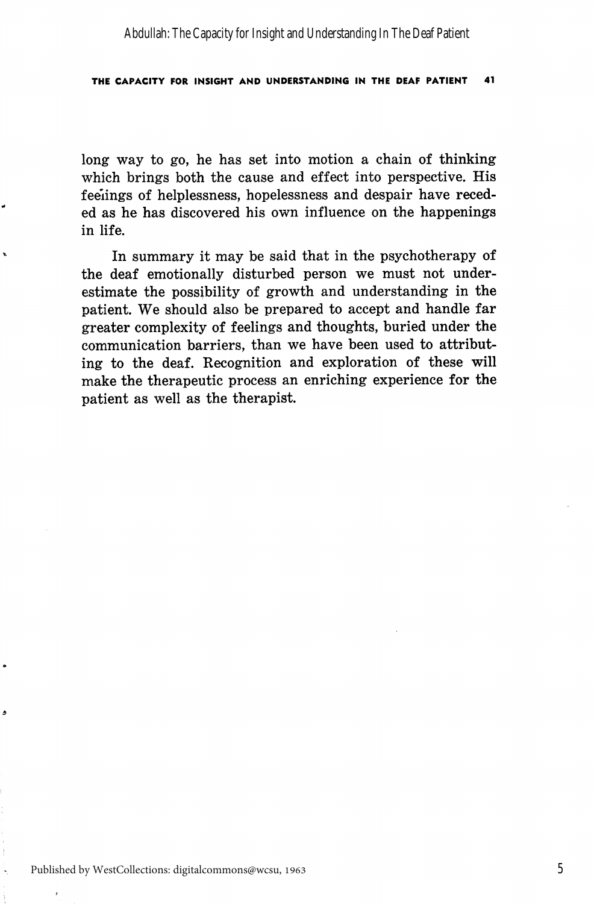long way to go, he has set into motion a chain of thinking which brings both the cause and effect into perspective. His feelings of helplessness, hopelessness and despair have receded as he has discovered his own influence on the happenings in life.

In summary it may be said that in the psychotherapy of the deaf emotionally disturbed person we must not underestimate the possibility of growth and understanding in the patient. We should also be prepared to accept and handle far greater complexity of feelings and thoughts, buried under the communication barriers, than we have been used to attributing to the deaf. Recognition and exploration of these will make the therapeutic process an enriching experience for the patient as well as the therapist.